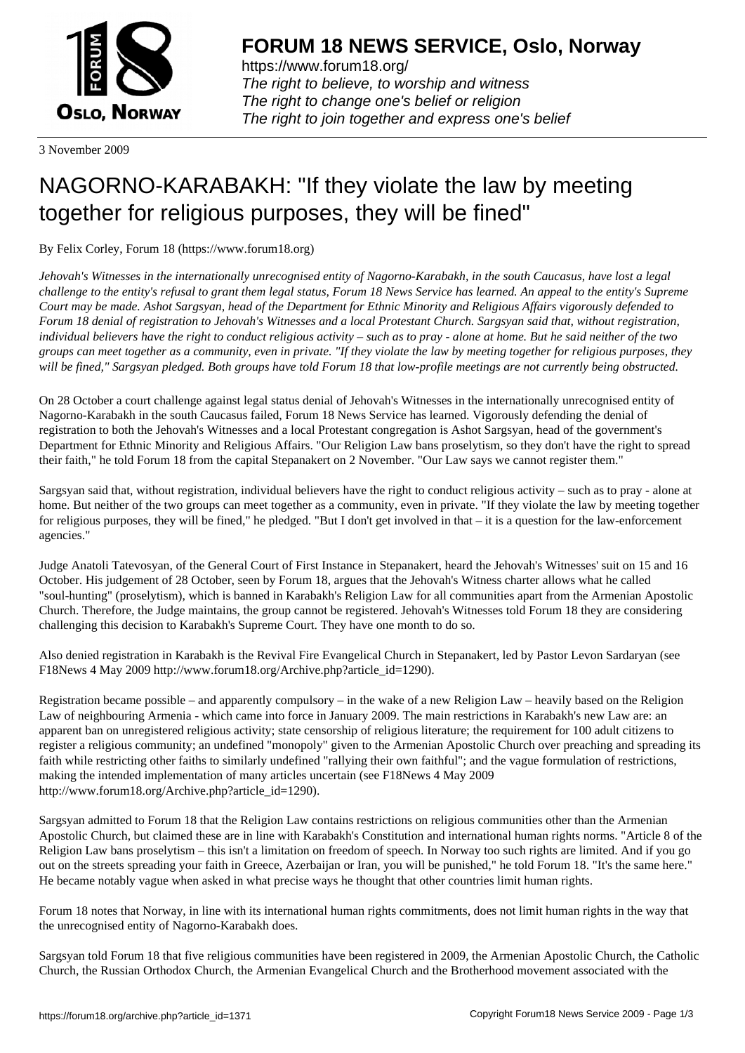3 November 2009

# NAGORNO-KARABAKH: "If they violate the law by meeting together for religious purposes, they will be fined"

By Felix Corley, Forum 18 (https://www.forum18.org)

*Jehovah's Witnesses in the internationally unrecognised entity of Nagorno-Karabakh, in the south Caucasus, have lost a legal challenge to the entity's refusal to grant them legal status, Forum 18 News Service has learned. An appeal to the entity's Supreme Court may be made. Ashot Sargsyan, head of the Department for Ethnic Minority and Religious Affairs vigorously defended to Forum 18 denial of registration to Jehovah's Witnesses and a local Protestant Church. Sargsyan said that, without registration, individual believers have the right to conduct religious activity – such as to pray - alone at home. But he said neither of the two groups can meet together as a community, even in private. "If they violate the law by meeting together for religious purposes, they will be fined," Sargsyan pledged. Both groups have told Forum 18 that low-profile meetings are not currently being obstructed.*

On 28 October a court challenge against legal status denial of Jehovah's Witnesses in the internationally unrecognised entity of Nagorno-Karabakh in the south Caucasus failed, Forum 18 News Service has learned. Vigorously defending the denial of registration to both the Jehovah's Witnesses and a local Protestant congregation is Ashot Sargsyan, head of the government's Department for Ethnic Minority and Religious Affairs. "Our Religion Law bans proselytism, so they don't have the right to spread their faith," he told Forum 18 from the capital Stepanakert on 2 November. "Our Law says we cannot register them."

Sargsyan said that, without registration, individual believers have the right to conduct religious activity – such as to pray - alone at home. But neither of the two groups can meet together as a community, even in private. "If they violate the law by meeting together for religious purposes, they will be fined," he pledged. "But I don't get involved in that – it is a question for the law-enforcement agencies."

Judge Anatoli Tatevosyan, of the General Court of First Instance in Stepanakert, heard the Jehovah's Witnesses' suit on 15 and 16 October. His judgement of 28 October, seen by Forum 18, argues that the Jehovah's Witness charter allows what he called "soul-hunting" (proselytism), which is banned in Karabakh's Religion Law for all communities apart from the Armenian Apostolic Church. Therefore, the Judge maintains, the group cannot be registered. Jehovah's Witnesses told Forum 18 they are considering challenging this decision to Karabakh's Supreme Court. They have one month to do so.

Also denied registration in Karabakh is the Revival Fire Evangelical Church in Stepanakert, led by Pastor Levon Sardaryan (see F18News 4 May 2009 http://www.forum18.org/Archive.php?article_id=1290).

Registration became possible – and apparently compulsory – in the wake of a new Religion Law – heavily based on the Religion Law of neighbouring Armenia - which came into force in January 2009. The main restrictions in Karabakh's new Law are: an apparent ban on unregistered religious activity; state censorship of religious literature; the requirement for 100 adult citizens to register a religious community; an undefined "monopoly" given to the Armenian Apostolic Church over preaching and spreading its faith while restricting other faiths to similarly undefined "rallying their own faithful"; and the vague formulation of restrictions, making the intended implementation of many articles uncertain (see F18News 4 May 2009 http://www.forum18.org/Archive.php?article_id=1290).

Sargsyan admitted to Forum 18 that the Religion Law contains restrictions on religious communities other than the Armenian Apostolic Church, but claimed these are in line with Karabakh's Constitution and international human rights norms. "Article 8 of the Religion Law bans proselytism – this isn't a limitation on freedom of speech. In Norway too such rights are limited. And if you go out on the streets spreading your faith in Greece, Azerbaijan or Iran, you will be punished," he told Forum 18. "It's the same here." He became notably vague when asked in what precise ways he thought that other countries limit human rights.

Forum 18 notes that Norway, in line with its international human rights commitments, does not limit human rights in the way that the unrecognised entity of Nagorno-Karabakh does.

Sargsyan told Forum 18 that five religious communities have been registered in 2009, the Armenian Apostolic Church, the Catholic Church, the Russian Orthodox Church, the Armenian Evangelical Church and the Brotherhood movement associated with the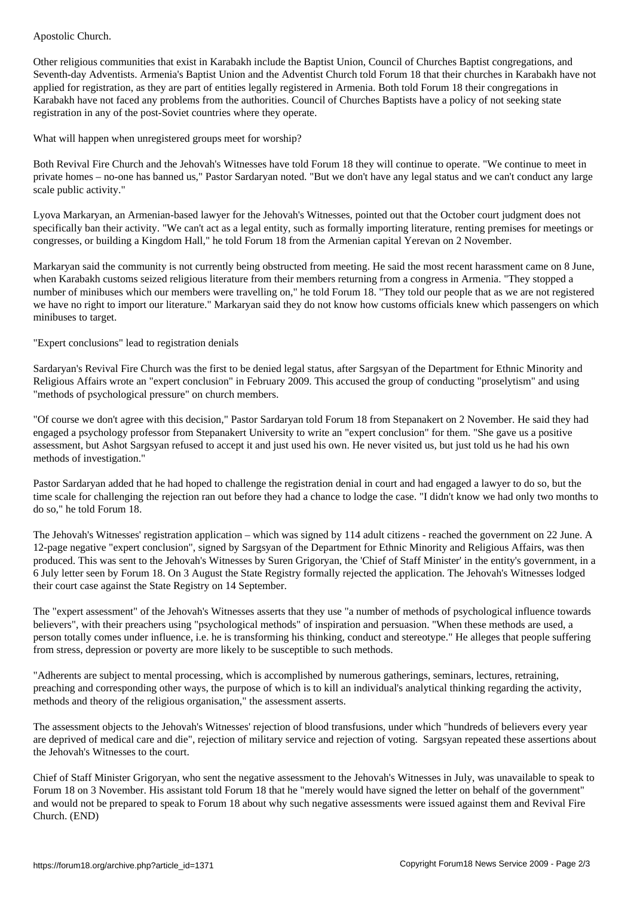Apostolic Church.

Other religious communities that exist in Karabakh include the Baptist Union, Council of Churches Baptist congregations, and Seventh-day Adventists. Armenia's Baptist Union and the Adventist Church told Forum 18 that their churches in Karabakh have not applied for registration, as they are part of entities legally registered in Armenia. Both told Forum 18 their congregations in Karabakh have not faced any problems from the authorities. Council of Churches Baptists have a policy of not seeking state registration in any of the post-Soviet countries where they operate.

What will happen when unregistered groups meet for worship?

Both Revival Fire Church and the Jehovah's Witnesses have told Forum 18 they will continue to operate. "We continue to meet in private homes – no-one has banned us," Pastor Sardaryan noted. "But we don't have any legal status and we can't conduct any large scale public activity."

Lyova Markaryan, an Armenian-based lawyer for the Jehovah's Witnesses, pointed out that the October court judgment does not specifically ban their activity. "We can't act as a legal entity, such as formally importing literature, renting premises for meetings or congresses, or building a Kingdom Hall," he told Forum 18 from the Armenian capital Yerevan on 2 November.

Markaryan said the community is not currently being obstructed from meeting. He said the most recent harassment came on 8 June, when Karabakh customs seized religious literature from their members returning from a congress in Armenia. "They stopped a number of minibuses which our members were travelling on," he told Forum 18. "They told our people that as we are not registered we have no right to import our literature." Markaryan said they do not know how customs officials knew which passengers on which minibuses to target.

"Expert conclusions" lead to registration denials

Sardaryan's Revival Fire Church was the first to be denied legal status, after Sargsyan of the Department for Ethnic Minority and Religious Affairs wrote an "expert conclusion" in February 2009. This accused the group of conducting "proselytism" and using "methods of psychological pressure" on church members.

"Of course we don't agree with this decision," Pastor Sardaryan told Forum 18 from Stepanakert on 2 November. He said they had engaged a psychology professor from Stepanakert University to write an "expert conclusion" for them. "She gave us a positive assessment, but Ashot Sargsyan refused to accept it and just used his own. He never visited us, but just told us he had his own methods of investigation."

Pastor Sardaryan added that he had hoped to challenge the registration denial in court and had engaged a lawyer to do so, but the time scale for challenging the rejection ran out before they had a chance to lodge the case. "I didn't know we had only two months to do so," he told Forum 18.

The Jehovah's Witnesses' registration application – which was signed by 114 adult citizens - reached the government on 22 June. A 12-page negative "expert conclusion", signed by Sargsyan of the Department for Ethnic Minority and Religious Affairs, was then produced. This was sent to the Jehovah's Witnesses by Suren Grigoryan, the 'Chief of Staff Minister' in the entity's government, in a 6 July letter seen by Forum 18. On 3 August the State Registry formally rejected the application. The Jehovah's Witnesses lodged their court case against the State Registry on 14 September.

The "expert assessment" of the Jehovah's Witnesses asserts that they use "a number of methods of psychological influence towards believers", with their preachers using "psychological methods" of inspiration and persuasion. "When these methods are used, a person totally comes under influence, i.e. he is transforming his thinking, conduct and stereotype." He alleges that people suffering from stress, depression or poverty are more likely to be susceptible to such methods.

"Adherents are subject to mental processing, which is accomplished by numerous gatherings, seminars, lectures, retraining, preaching and corresponding other ways, the purpose of which is to kill an individual's analytical thinking regarding the activity, methods and theory of the religious organisation," the assessment asserts.

The assessment objects to the Jehovah's Witnesses' rejection of blood transfusions, under which "hundreds of believers every year are deprived of medical care and die", rejection of military service and rejection of voting. Sargsyan repeated these assertions about the Jehovah's Witnesses to the court.

Chief of Staff Minister Grigoryan, who sent the negative assessment to the Jehovah's Witnesses in July, was unavailable to speak to Forum 18 on 3 November. His assistant told Forum 18 that he "merely would have signed the letter on behalf of the government" and would not be prepared to speak to Forum 18 about why such negative assessments were issued against them and Revival Fire Church. (END)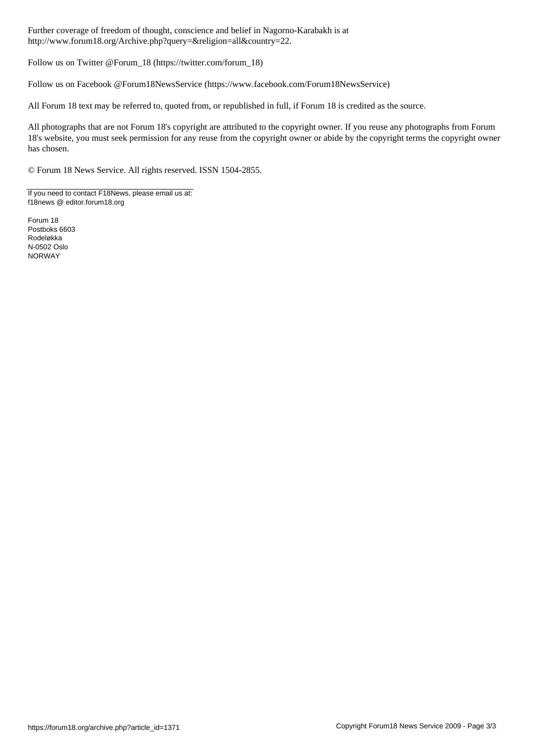Further coverage of freedom of thought, conscience and belief in Nagorno-Karabakh is at http://www.forum18.org/Archive.php?query=&religion=all&country=22.

Follow us on Twitter @Forum_18 (https://twitter.com/forum_18)

Follow us on Facebook @Forum18NewsService (https://www.facebook.com/Forum18NewsService)

All Forum 18 text may be referred to, quoted from, or republished in full, if Forum 18 is credited as the source.

All photographs that are not Forum 18's copyright are attributed to the copyright owner. If you reuse any photographs from Forum 18's website, you must seek permission for any reuse from the copyright owner or abide by the copyright terms the copyright owner has chosen.

© Forum 18 News Service. All rights reserved. ISSN 1504-2855.

If you need to contact F18News, please email us at:
f18news @ editor.forum18.org

Forum 18
Postboks 6603
Rodeløkka
N-0502 Oslo
NORWAY